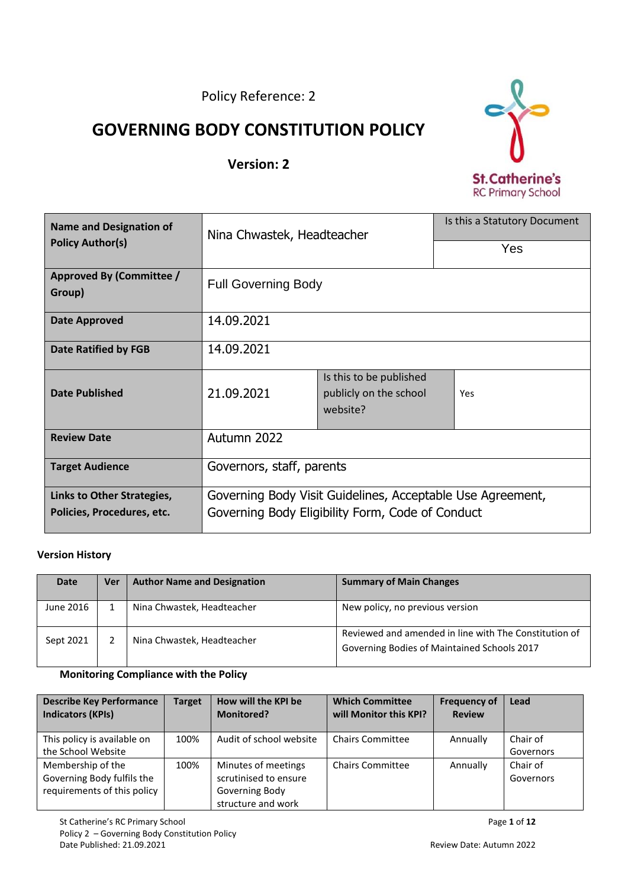Policy Reference: 2

# GOVERNING BODY CONSTITUTION POLICY

**Version: 2**

St.Catherine's RC Primary School

| **Name and Designation of Policy Author(s)** | Nina Chwastek, Headteacher | | Is this a Statutory Document: Yes |
|---|---|---|---|
| **Approved By (Committee / Group)** | Full Governing Body | | |
| **Date Approved** | 14.09.2021 | | |
| **Date Ratified by FGB** | 14.09.2021 | | |
| **Date Published** | 21.09.2021 | Is this to be published publicly on the school website? | Yes |
| **Review Date** | Autumn 2022 | | |
| **Target Audience** | Governors, staff, parents | | |
| **Links to Other Strategies, Policies, Procedures, etc.** | Governing Body Visit Guidelines, Acceptable Use Agreement, Governing Body Eligibility Form, Code of Conduct | | |

**Version History**

| Date | Ver | Author Name and Designation | Summary of Main Changes |
|---|---|---|---|
| June 2016 | 1 | Nina Chwastek, Headteacher | New policy, no previous version |
| Sept 2021 | 2 | Nina Chwastek, Headteacher | Reviewed and amended in line with The Constitution of Governing Bodies of Maintained Schools 2017 |

**Monitoring Compliance with the Policy**

| Describe Key Performance Indicators (KPIs) | Target | How will the KPI be Monitored? | Which Committee will Monitor this KPI? | Frequency of Review | Lead |
|---|---|---|---|---|---|
| This policy is available on the School Website | 100% | Audit of school website | Chairs Committee | Annually | Chair of Governors |
| Membership of the Governing Body fulfils the requirements of this policy | 100% | Minutes of meetings scrutinised to ensure Governing Body structure and work | Chairs Committee | Annually | Chair of Governors |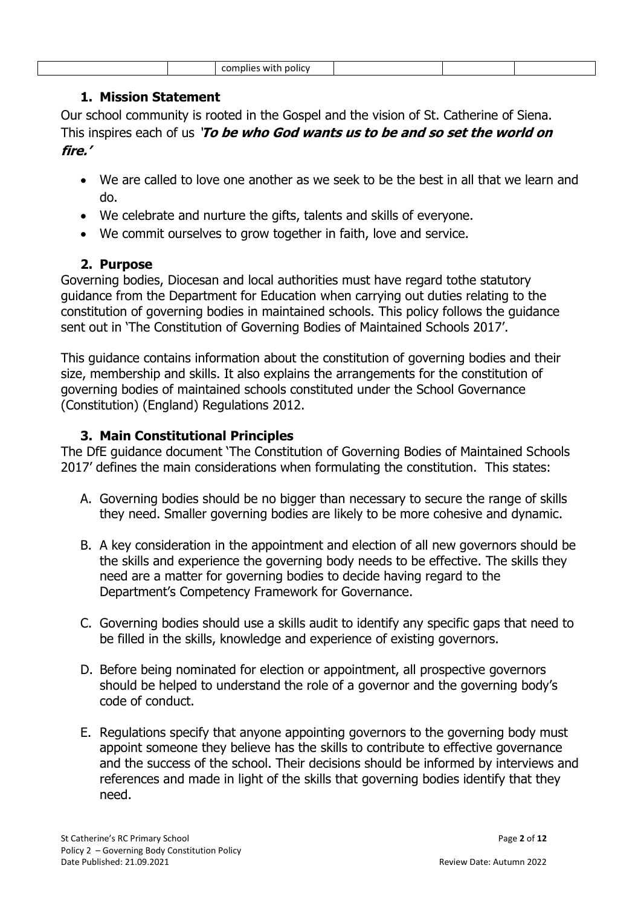| | | complies with policy | | | |
|---|---|---|---|---|---|

## 1. Mission Statement

Our school community is rooted in the Gospel and the vision of St. Catherine of Siena. This inspires each of us ***'To be who God wants us to be and so set the world on fire.'***

- We are called to love one another as we seek to be the best in all that we learn and do.
- We celebrate and nurture the gifts, talents and skills of everyone.
- We commit ourselves to grow together in faith, love and service.

## 2. Purpose

Governing bodies, Diocesan and local authorities must have regard tothe statutory guidance from the Department for Education when carrying out duties relating to the constitution of governing bodies in maintained schools. This policy follows the guidance sent out in 'The Constitution of Governing Bodies of Maintained Schools 2017'.

This guidance contains information about the constitution of governing bodies and their size, membership and skills. It also explains the arrangements for the constitution of governing bodies of maintained schools constituted under the School Governance (Constitution) (England) Regulations 2012.

## 3. Main Constitutional Principles

The DfE guidance document 'The Constitution of Governing Bodies of Maintained Schools 2017' defines the main considerations when formulating the constitution. This states:

A. Governing bodies should be no bigger than necessary to secure the range of skills they need. Smaller governing bodies are likely to be more cohesive and dynamic.

B. A key consideration in the appointment and election of all new governors should be the skills and experience the governing body needs to be effective. The skills they need are a matter for governing bodies to decide having regard to the Department's Competency Framework for Governance.

C. Governing bodies should use a skills audit to identify any specific gaps that need to be filled in the skills, knowledge and experience of existing governors.

D. Before being nominated for election or appointment, all prospective governors should be helped to understand the role of a governor and the governing body's code of conduct.

E. Regulations specify that anyone appointing governors to the governing body must appoint someone they believe has the skills to contribute to effective governance and the success of the school. Their decisions should be informed by interviews and references and made in light of the skills that governing bodies identify that they need.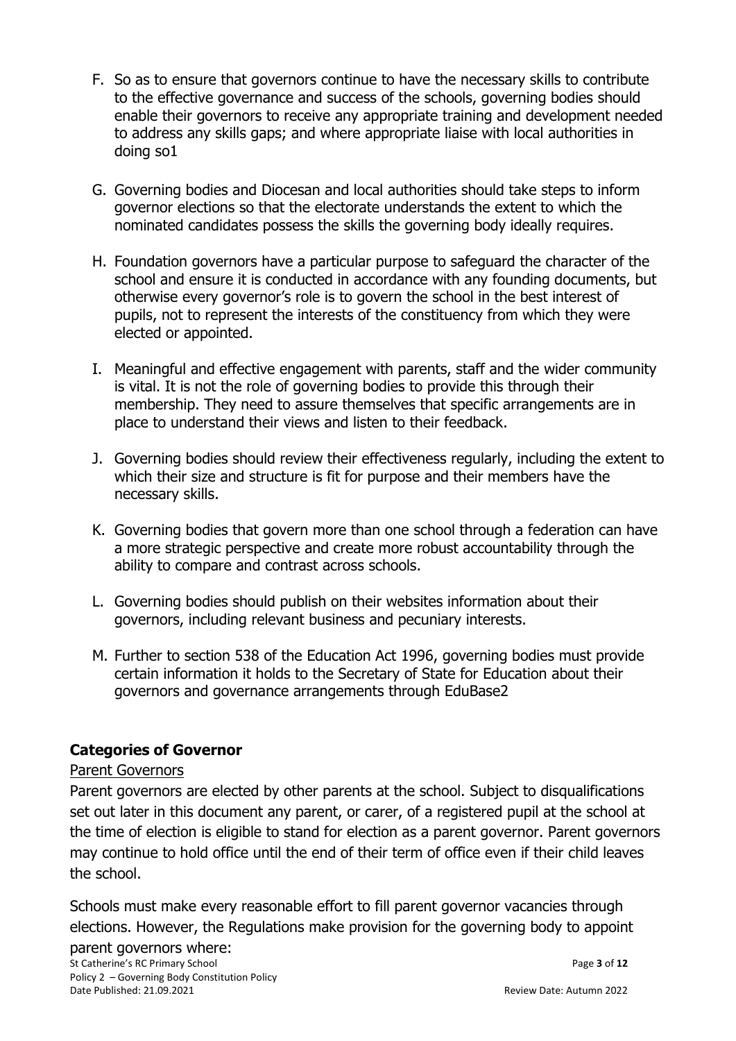F. So as to ensure that governors continue to have the necessary skills to contribute to the effective governance and success of the schools, governing bodies should enable their governors to receive any appropriate training and development needed to address any skills gaps; and where appropriate liaise with local authorities in doing so[1]

G. Governing bodies and Diocesan and local authorities should take steps to inform governor elections so that the electorate understands the extent to which the nominated candidates possess the skills the governing body ideally requires.

H. Foundation governors have a particular purpose to safeguard the character of the school and ensure it is conducted in accordance with any founding documents, but otherwise every governor's role is to govern the school in the best interest of pupils, not to represent the interests of the constituency from which they were elected or appointed.

I. Meaningful and effective engagement with parents, staff and the wider community is vital. It is not the role of governing bodies to provide this through their membership. They need to assure themselves that specific arrangements are in place to understand their views and listen to their feedback.

J. Governing bodies should review their effectiveness regularly, including the extent to which their size and structure is fit for purpose and their members have the necessary skills.

K. Governing bodies that govern more than one school through a federation can have a more strategic perspective and create more robust accountability through the ability to compare and contrast across schools.

L. Governing bodies should publish on their websites information about their governors, including relevant business and pecuniary interests.

M. Further to section 538 of the Education Act 1996, governing bodies must provide certain information it holds to the Secretary of State for Education about their governors and governance arrangements through EduBase[2]

## Categories of Governor

Parent Governors

Parent governors are elected by other parents at the school. Subject to disqualifications set out later in this document any parent, or carer, of a registered pupil at the school at the time of election is eligible to stand for election as a parent governor. Parent governors may continue to hold office until the end of their term of office even if their child leaves the school.

Schools must make every reasonable effort to fill parent governor vacancies through elections. However, the Regulations make provision for the governing body to appoint parent governors where: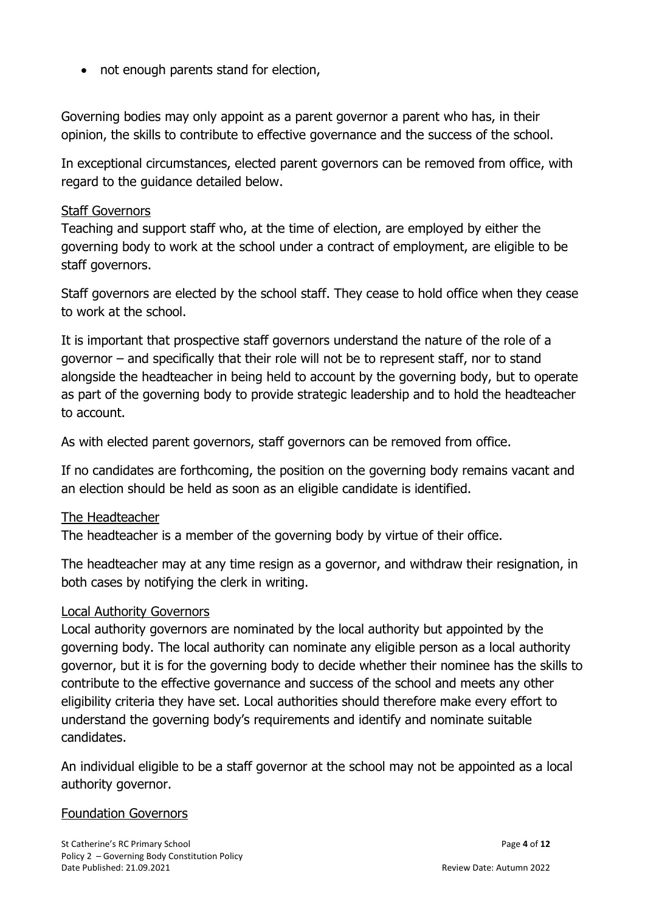- not enough parents stand for election,

Governing bodies may only appoint as a parent governor a parent who has, in their opinion, the skills to contribute to effective governance and the success of the school.

In exceptional circumstances, elected parent governors can be removed from office, with regard to the guidance detailed below.

### Staff Governors

Teaching and support staff who, at the time of election, are employed by either the governing body to work at the school under a contract of employment, are eligible to be staff governors.

Staff governors are elected by the school staff. They cease to hold office when they cease to work at the school.

It is important that prospective staff governors understand the nature of the role of a governor – and specifically that their role will not be to represent staff, nor to stand alongside the headteacher in being held to account by the governing body, but to operate as part of the governing body to provide strategic leadership and to hold the headteacher to account.

As with elected parent governors, staff governors can be removed from office.

If no candidates are forthcoming, the position on the governing body remains vacant and an election should be held as soon as an eligible candidate is identified.

### The Headteacher

The headteacher is a member of the governing body by virtue of their office.

The headteacher may at any time resign as a governor, and withdraw their resignation, in both cases by notifying the clerk in writing.

### Local Authority Governors

Local authority governors are nominated by the local authority but appointed by the governing body. The local authority can nominate any eligible person as a local authority governor, but it is for the governing body to decide whether their nominee has the skills to contribute to the effective governance and success of the school and meets any other eligibility criteria they have set. Local authorities should therefore make every effort to understand the governing body's requirements and identify and nominate suitable candidates.

An individual eligible to be a staff governor at the school may not be appointed as a local authority governor.

### Foundation Governors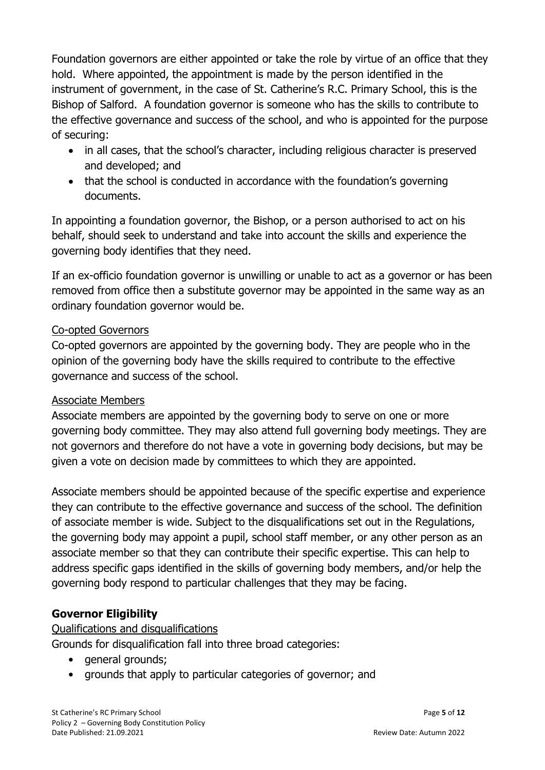Foundation governors are either appointed or take the role by virtue of an office that they hold. Where appointed, the appointment is made by the person identified in the instrument of government, in the case of St. Catherine's R.C. Primary School, this is the Bishop of Salford. A foundation governor is someone who has the skills to contribute to the effective governance and success of the school, and who is appointed for the purpose of securing:

- in all cases, that the school's character, including religious character is preserved and developed; and
- that the school is conducted in accordance with the foundation's governing documents.

In appointing a foundation governor, the Bishop, or a person authorised to act on his behalf, should seek to understand and take into account the skills and experience the governing body identifies that they need.

If an ex-officio foundation governor is unwilling or unable to act as a governor or has been removed from office then a substitute governor may be appointed in the same way as an ordinary foundation governor would be.

Co-opted Governors

Co-opted governors are appointed by the governing body. They are people who in the opinion of the governing body have the skills required to contribute to the effective governance and success of the school.

Associate Members

Associate members are appointed by the governing body to serve on one or more governing body committee. They may also attend full governing body meetings. They are not governors and therefore do not have a vote in governing body decisions, but may be given a vote on decision made by committees to which they are appointed.

Associate members should be appointed because of the specific expertise and experience they can contribute to the effective governance and success of the school. The definition of associate member is wide. Subject to the disqualifications set out in the Regulations, the governing body may appoint a pupil, school staff member, or any other person as an associate member so that they can contribute their specific expertise. This can help to address specific gaps identified in the skills of governing body members, and/or help the governing body respond to particular challenges that they may be facing.

## Governor Eligibility

Qualifications and disqualifications

Grounds for disqualification fall into three broad categories:

- general grounds;
- grounds that apply to particular categories of governor; and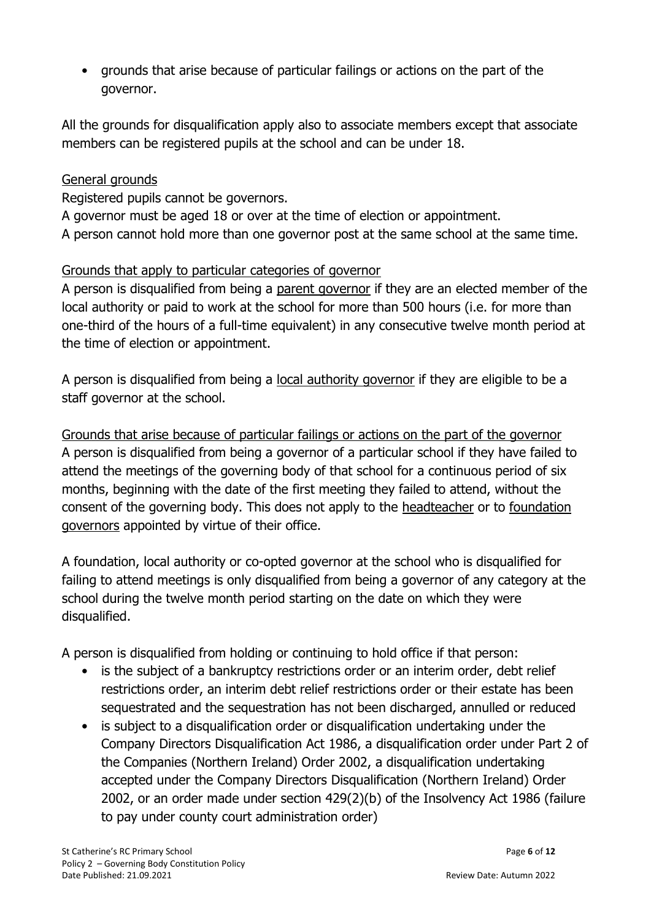- grounds that arise because of particular failings or actions on the part of the governor.

All the grounds for disqualification apply also to associate members except that associate members can be registered pupils at the school and can be under 18.

General grounds

Registered pupils cannot be governors.

A governor must be aged 18 or over at the time of election or appointment.

A person cannot hold more than one governor post at the same school at the same time.

Grounds that apply to particular categories of governor

A person is disqualified from being a parent governor if they are an elected member of the local authority or paid to work at the school for more than 500 hours (i.e. for more than one-third of the hours of a full-time equivalent) in any consecutive twelve month period at the time of election or appointment.

A person is disqualified from being a local authority governor if they are eligible to be a staff governor at the school.

Grounds that arise because of particular failings or actions on the part of the governor

A person is disqualified from being a governor of a particular school if they have failed to attend the meetings of the governing body of that school for a continuous period of six months, beginning with the date of the first meeting they failed to attend, without the consent of the governing body. This does not apply to the headteacher or to foundation governors appointed by virtue of their office.

A foundation, local authority or co-opted governor at the school who is disqualified for failing to attend meetings is only disqualified from being a governor of any category at the school during the twelve month period starting on the date on which they were disqualified.

A person is disqualified from holding or continuing to hold office if that person:

- is the subject of a bankruptcy restrictions order or an interim order, debt relief restrictions order, an interim debt relief restrictions order or their estate has been sequestrated and the sequestration has not been discharged, annulled or reduced
- is subject to a disqualification order or disqualification undertaking under the Company Directors Disqualification Act 1986, a disqualification order under Part 2 of the Companies (Northern Ireland) Order 2002, a disqualification undertaking accepted under the Company Directors Disqualification (Northern Ireland) Order 2002, or an order made under section 429(2)(b) of the Insolvency Act 1986 (failure to pay under county court administration order)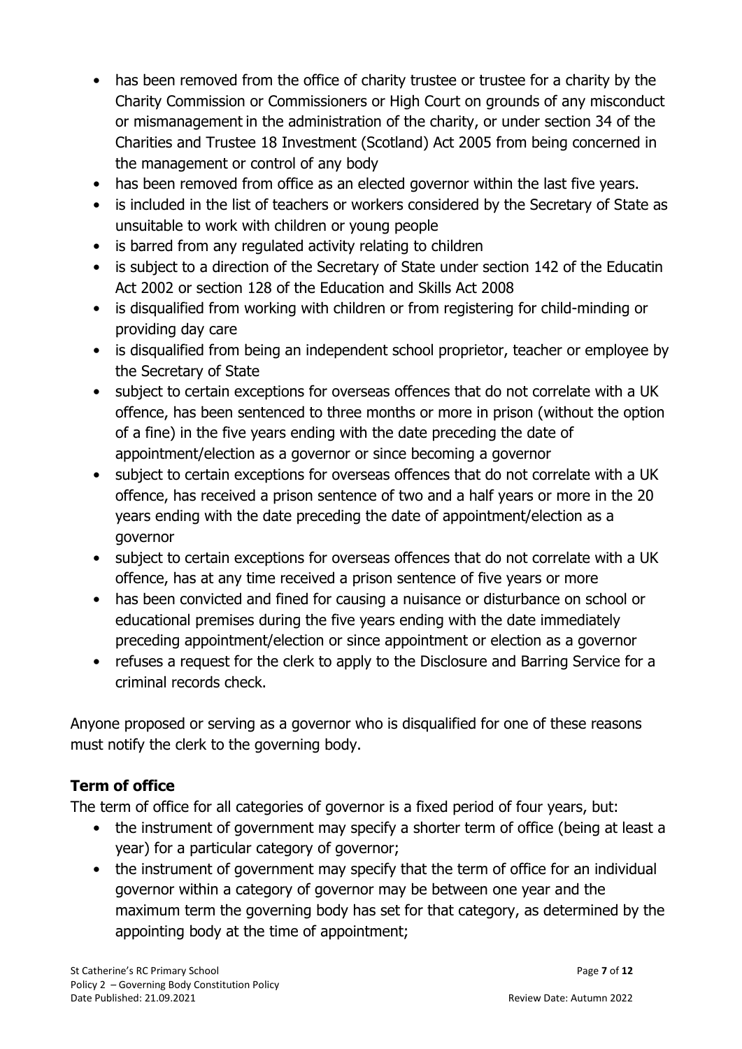- has been removed from the office of charity trustee or trustee for a charity by the Charity Commission or Commissioners or High Court on grounds of any misconduct or mismanagement in the administration of the charity, or under section 34 of the Charities and Trustee 18 Investment (Scotland) Act 2005 from being concerned in the management or control of any body
- has been removed from office as an elected governor within the last five years.
- is included in the list of teachers or workers considered by the Secretary of State as unsuitable to work with children or young people
- is barred from any regulated activity relating to children
- is subject to a direction of the Secretary of State under section 142 of the Educatin Act 2002 or section 128 of the Education and Skills Act 2008
- is disqualified from working with children or from registering for child-minding or providing day care
- is disqualified from being an independent school proprietor, teacher or employee by the Secretary of State
- subject to certain exceptions for overseas offences that do not correlate with a UK offence, has been sentenced to three months or more in prison (without the option of a fine) in the five years ending with the date preceding the date of appointment/election as a governor or since becoming a governor
- subject to certain exceptions for overseas offences that do not correlate with a UK offence, has received a prison sentence of two and a half years or more in the 20 years ending with the date preceding the date of appointment/election as a governor
- subject to certain exceptions for overseas offences that do not correlate with a UK offence, has at any time received a prison sentence of five years or more
- has been convicted and fined for causing a nuisance or disturbance on school or educational premises during the five years ending with the date immediately preceding appointment/election or since appointment or election as a governor
- refuses a request for the clerk to apply to the Disclosure and Barring Service for a criminal records check.

Anyone proposed or serving as a governor who is disqualified for one of these reasons must notify the clerk to the governing body.

### Term of office

The term of office for all categories of governor is a fixed period of four years, but:

- the instrument of government may specify a shorter term of office (being at least a year) for a particular category of governor;
- the instrument of government may specify that the term of office for an individual governor within a category of governor may be between one year and the maximum term the governing body has set for that category, as determined by the appointing body at the time of appointment;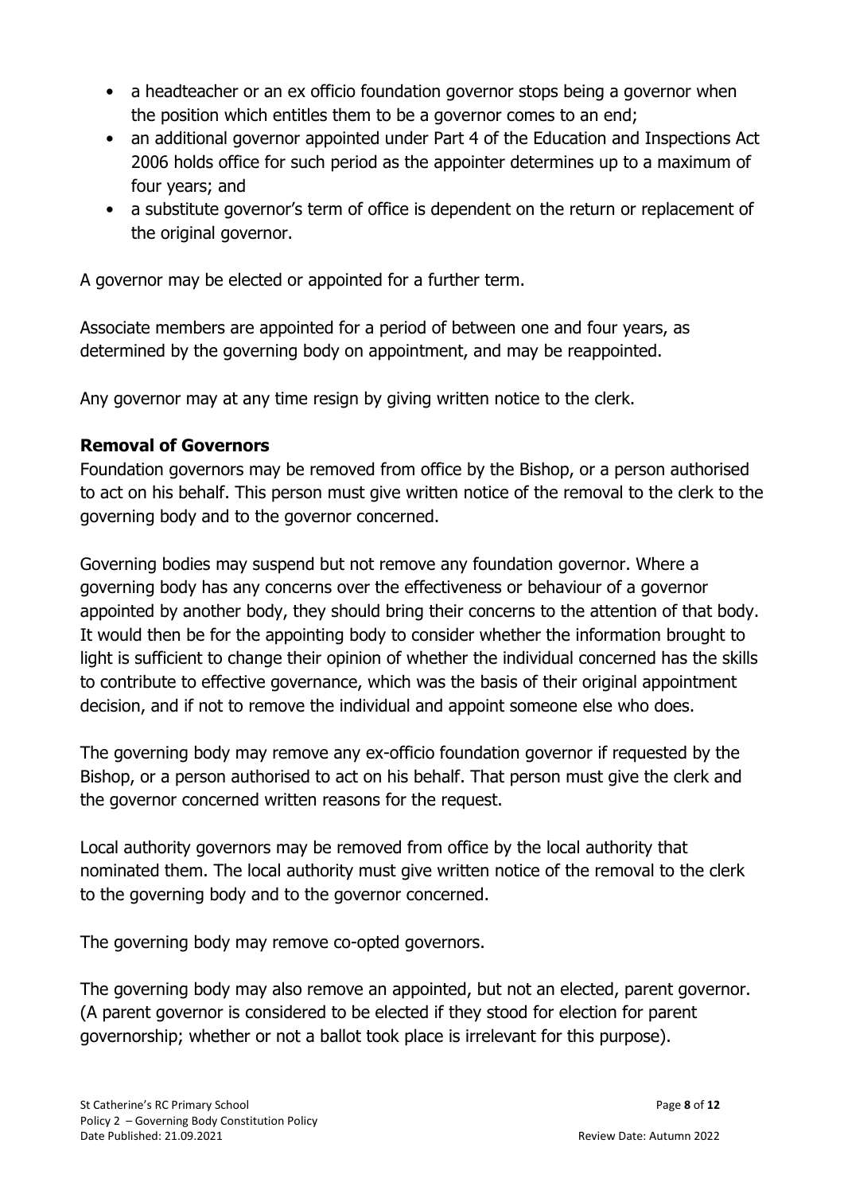- a headteacher or an ex officio foundation governor stops being a governor when the position which entitles them to be a governor comes to an end;
- an additional governor appointed under Part 4 of the Education and Inspections Act 2006 holds office for such period as the appointer determines up to a maximum of four years; and
- a substitute governor's term of office is dependent on the return or replacement of the original governor.

A governor may be elected or appointed for a further term.

Associate members are appointed for a period of between one and four years, as determined by the governing body on appointment, and may be reappointed.

Any governor may at any time resign by giving written notice to the clerk.

**Removal of Governors**

Foundation governors may be removed from office by the Bishop, or a person authorised to act on his behalf. This person must give written notice of the removal to the clerk to the governing body and to the governor concerned.

Governing bodies may suspend but not remove any foundation governor. Where a governing body has any concerns over the effectiveness or behaviour of a governor appointed by another body, they should bring their concerns to the attention of that body. It would then be for the appointing body to consider whether the information brought to light is sufficient to change their opinion of whether the individual concerned has the skills to contribute to effective governance, which was the basis of their original appointment decision, and if not to remove the individual and appoint someone else who does.

The governing body may remove any ex-officio foundation governor if requested by the Bishop, or a person authorised to act on his behalf. That person must give the clerk and the governor concerned written reasons for the request.

Local authority governors may be removed from office by the local authority that nominated them. The local authority must give written notice of the removal to the clerk to the governing body and to the governor concerned.

The governing body may remove co-opted governors.

The governing body may also remove an appointed, but not an elected, parent governor. (A parent governor is considered to be elected if they stood for election for parent governorship; whether or not a ballot took place is irrelevant for this purpose).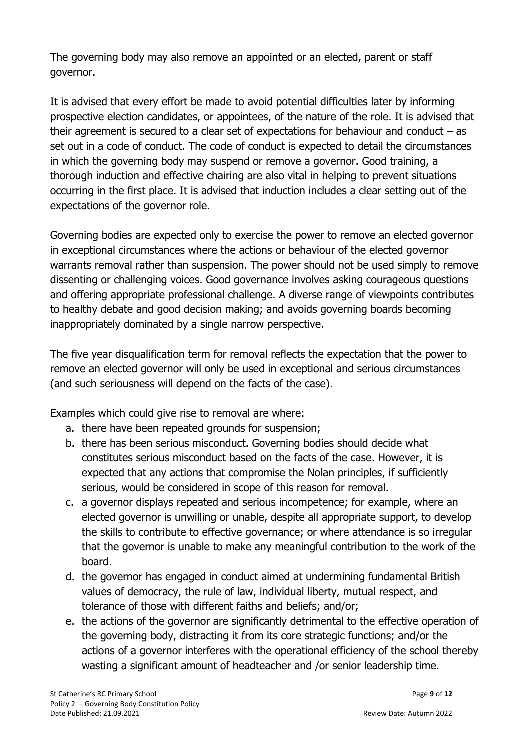The governing body may also remove an appointed or an elected, parent or staff governor.

It is advised that every effort be made to avoid potential difficulties later by informing prospective election candidates, or appointees, of the nature of the role. It is advised that their agreement is secured to a clear set of expectations for behaviour and conduct – as set out in a code of conduct. The code of conduct is expected to detail the circumstances in which the governing body may suspend or remove a governor. Good training, a thorough induction and effective chairing are also vital in helping to prevent situations occurring in the first place. It is advised that induction includes a clear setting out of the expectations of the governor role.

Governing bodies are expected only to exercise the power to remove an elected governor in exceptional circumstances where the actions or behaviour of the elected governor warrants removal rather than suspension. The power should not be used simply to remove dissenting or challenging voices. Good governance involves asking courageous questions and offering appropriate professional challenge. A diverse range of viewpoints contributes to healthy debate and good decision making; and avoids governing boards becoming inappropriately dominated by a single narrow perspective.

The five year disqualification term for removal reflects the expectation that the power to remove an elected governor will only be used in exceptional and serious circumstances (and such seriousness will depend on the facts of the case).

Examples which could give rise to removal are where:

a. there have been repeated grounds for suspension;
b. there has been serious misconduct. Governing bodies should decide what constitutes serious misconduct based on the facts of the case. However, it is expected that any actions that compromise the Nolan principles, if sufficiently serious, would be considered in scope of this reason for removal.
c. a governor displays repeated and serious incompetence; for example, where an elected governor is unwilling or unable, despite all appropriate support, to develop the skills to contribute to effective governance; or where attendance is so irregular that the governor is unable to make any meaningful contribution to the work of the board.
d. the governor has engaged in conduct aimed at undermining fundamental British values of democracy, the rule of law, individual liberty, mutual respect, and tolerance of those with different faiths and beliefs; and/or;
e. the actions of the governor are significantly detrimental to the effective operation of the governing body, distracting it from its core strategic functions; and/or the actions of a governor interferes with the operational efficiency of the school thereby wasting a significant amount of headteacher and /or senior leadership time.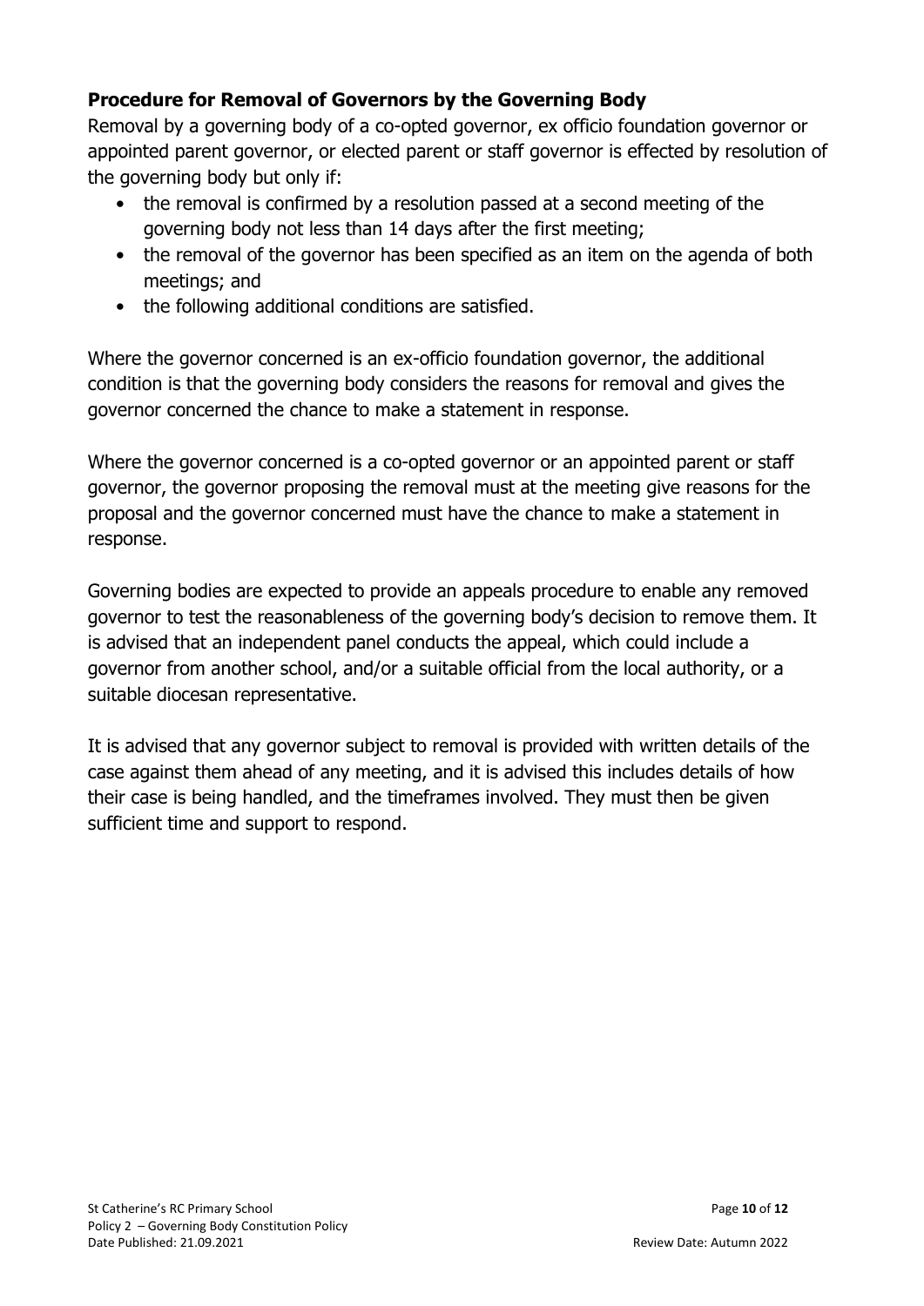## Procedure for Removal of Governors by the Governing Body

Removal by a governing body of a co-opted governor, ex officio foundation governor or appointed parent governor, or elected parent or staff governor is effected by resolution of the governing body but only if:

- the removal is confirmed by a resolution passed at a second meeting of the governing body not less than 14 days after the first meeting;
- the removal of the governor has been specified as an item on the agenda of both meetings; and
- the following additional conditions are satisfied.

Where the governor concerned is an ex-officio foundation governor, the additional condition is that the governing body considers the reasons for removal and gives the governor concerned the chance to make a statement in response.

Where the governor concerned is a co-opted governor or an appointed parent or staff governor, the governor proposing the removal must at the meeting give reasons for the proposal and the governor concerned must have the chance to make a statement in response.

Governing bodies are expected to provide an appeals procedure to enable any removed governor to test the reasonableness of the governing body's decision to remove them. It is advised that an independent panel conducts the appeal, which could include a governor from another school, and/or a suitable official from the local authority, or a suitable diocesan representative.

It is advised that any governor subject to removal is provided with written details of the case against them ahead of any meeting, and it is advised this includes details of how their case is being handled, and the timeframes involved. They must then be given sufficient time and support to respond.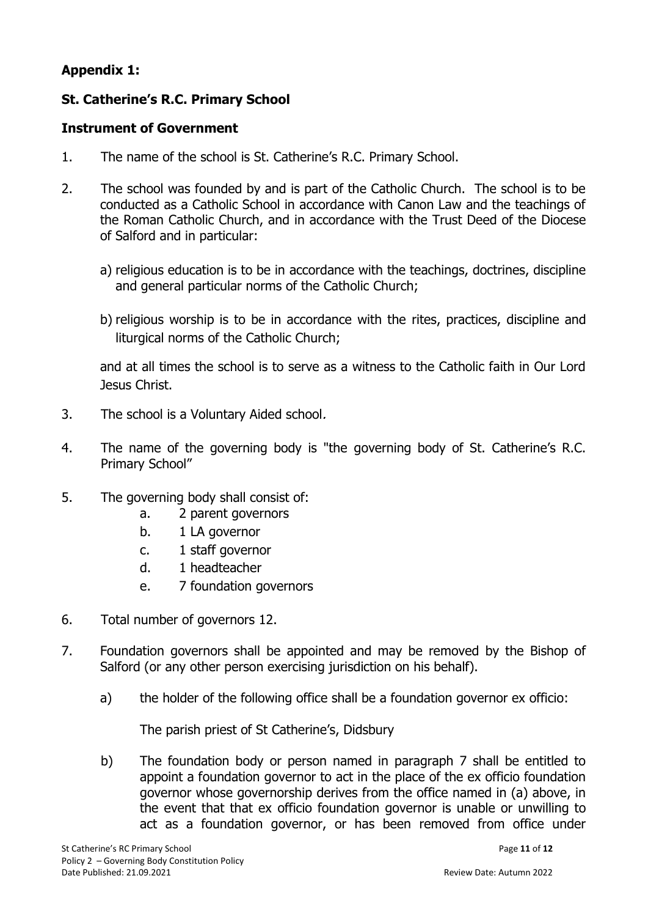**Appendix 1:**

**St. Catherine's R.C. Primary School**

**Instrument of Government**

1. The name of the school is St. Catherine's R.C. Primary School.

2. The school was founded by and is part of the Catholic Church. The school is to be conducted as a Catholic School in accordance with Canon Law and the teachings of the Roman Catholic Church, and in accordance with the Trust Deed of the Diocese of Salford and in particular:

   a) religious education is to be in accordance with the teachings, doctrines, discipline and general particular norms of the Catholic Church;

   b) religious worship is to be in accordance with the rites, practices, discipline and liturgical norms of the Catholic Church;

   and at all times the school is to serve as a witness to the Catholic faith in Our Lord Jesus Christ.

3. The school is a Voluntary Aided school.

4. The name of the governing body is "the governing body of St. Catherine's R.C. Primary School"

5. The governing body shall consist of:
   a. 2 parent governors
   b. 1 LA governor
   c. 1 staff governor
   d. 1 headteacher
   e. 7 foundation governors

6. Total number of governors 12.

7. Foundation governors shall be appointed and may be removed by the Bishop of Salford (or any other person exercising jurisdiction on his behalf).

   a) the holder of the following office shall be a foundation governor ex officio:

      The parish priest of St Catherine's, Didsbury

   b) The foundation body or person named in paragraph 7 shall be entitled to appoint a foundation governor to act in the place of the ex officio foundation governor whose governorship derives from the office named in (a) above, in the event that that ex officio foundation governor is unable or unwilling to act as a foundation governor, or has been removed from office under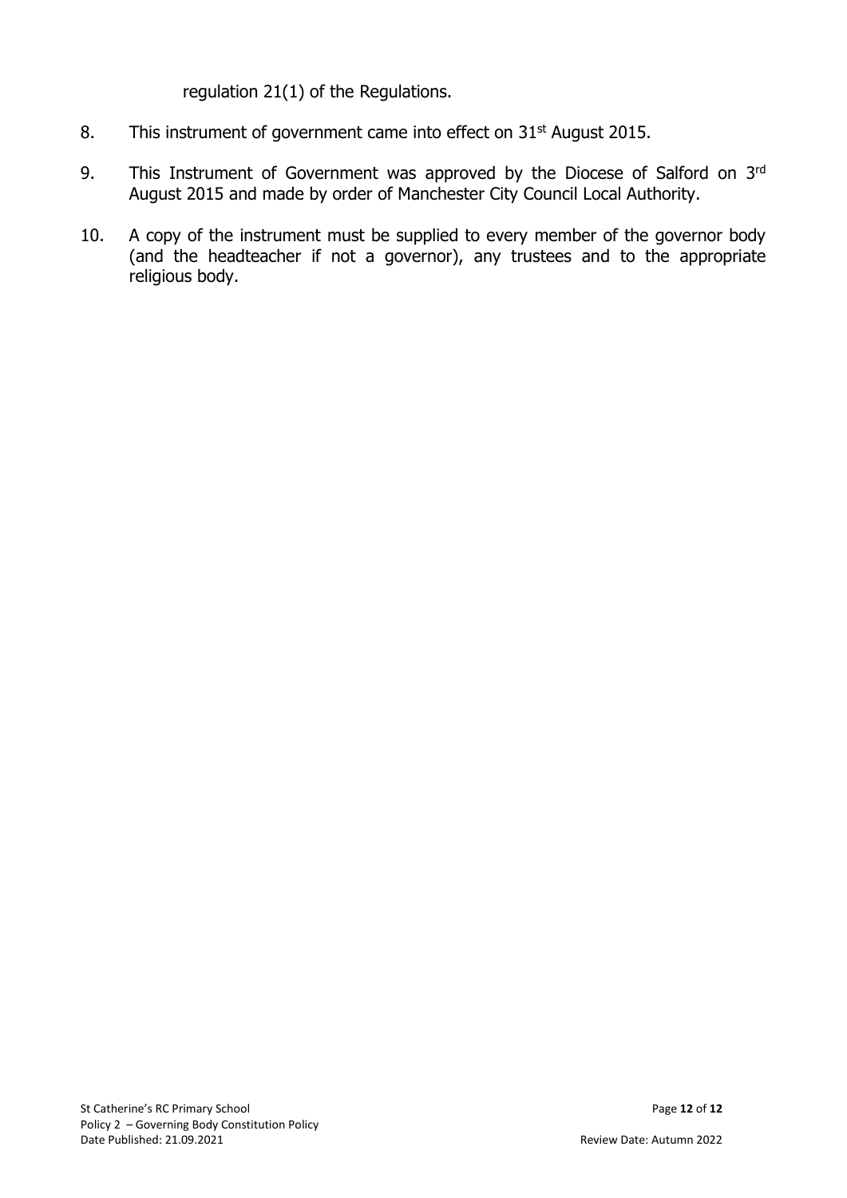regulation 21(1) of the Regulations.

8. This instrument of government came into effect on 31st August 2015.

9. This Instrument of Government was approved by the Diocese of Salford on 3rd August 2015 and made by order of Manchester City Council Local Authority.

10. A copy of the instrument must be supplied to every member of the governor body (and the headteacher if not a governor), any trustees and to the appropriate religious body.